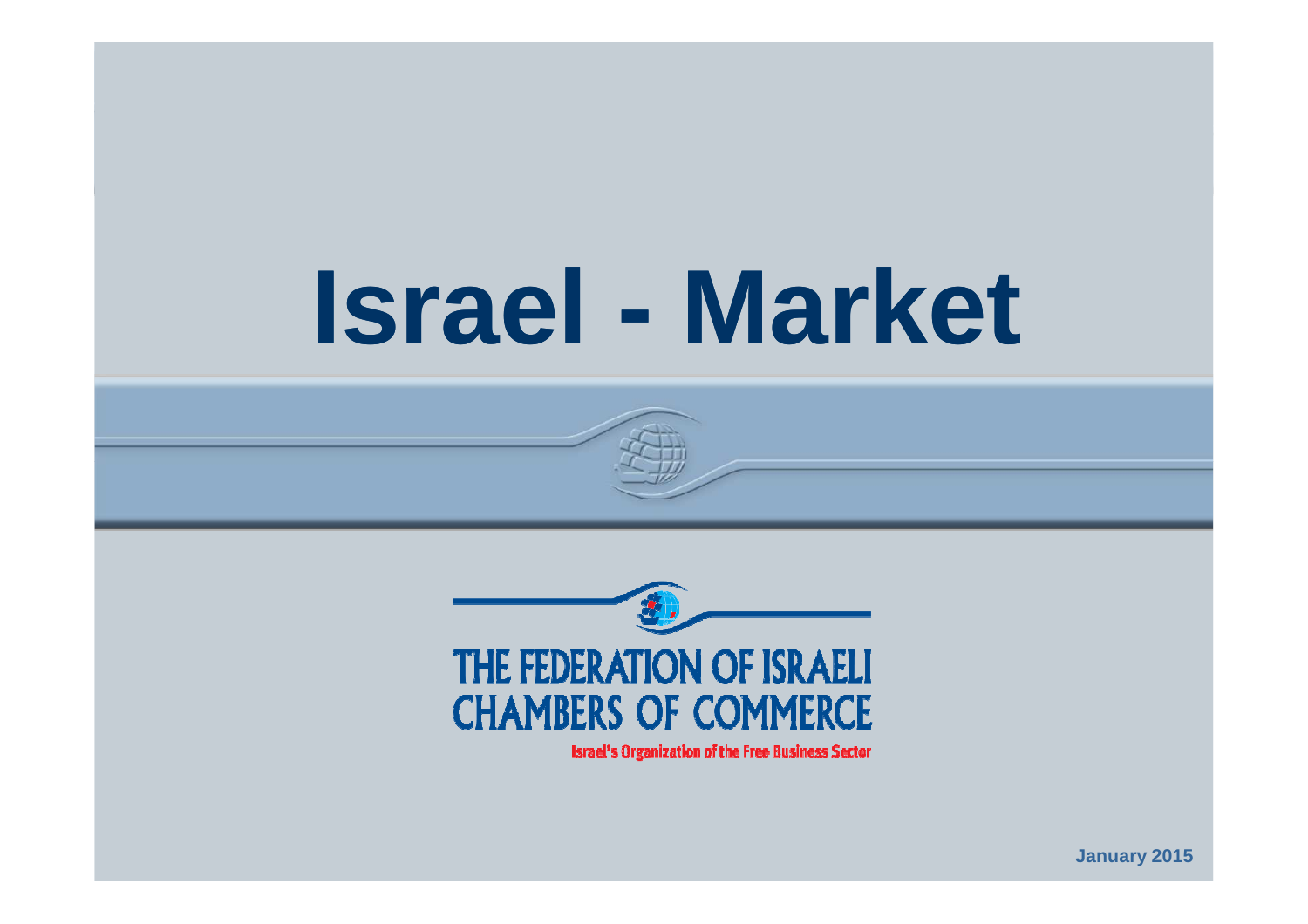# Israel - Market

THE FEDERATION OF ISRAELI CHAMBERS OF COMMERCE

Israel's Organization of the Free Business Sector

January 2015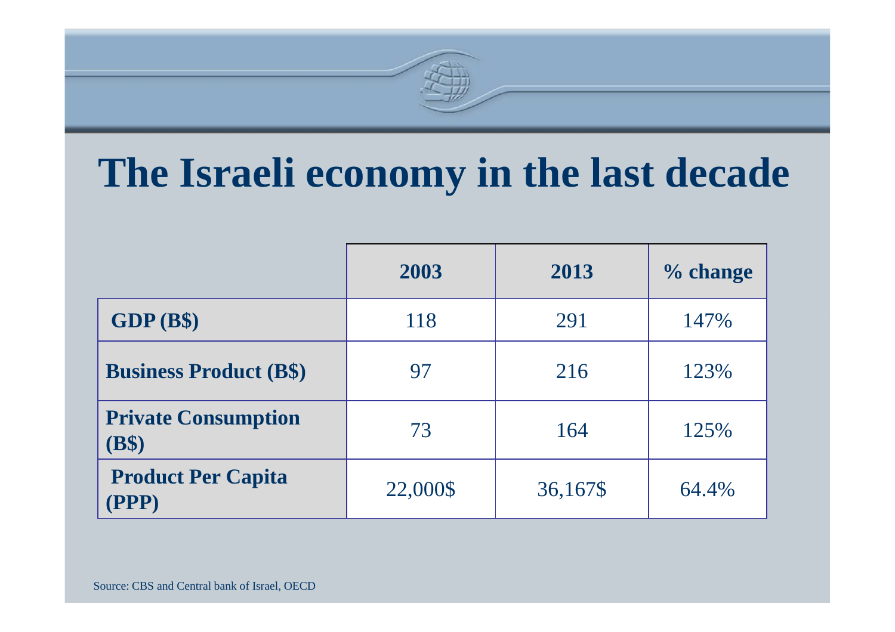# The Israeli economy in the last decade

| | 2003 | 2013 | % change |
|---|---|---|---|
| **GDP (B$)** | 118 | 291 | 147% |
| **Business Product (B$)** | 97 | 216 | 123% |
| **Private Consumption (B$)** | 73 | 164 | 125% |
| **Product Per Capita (PPP)** | 22,000$ | 36,167$ | 64.4% |

Source: CBS and Central bank of Israel, OECD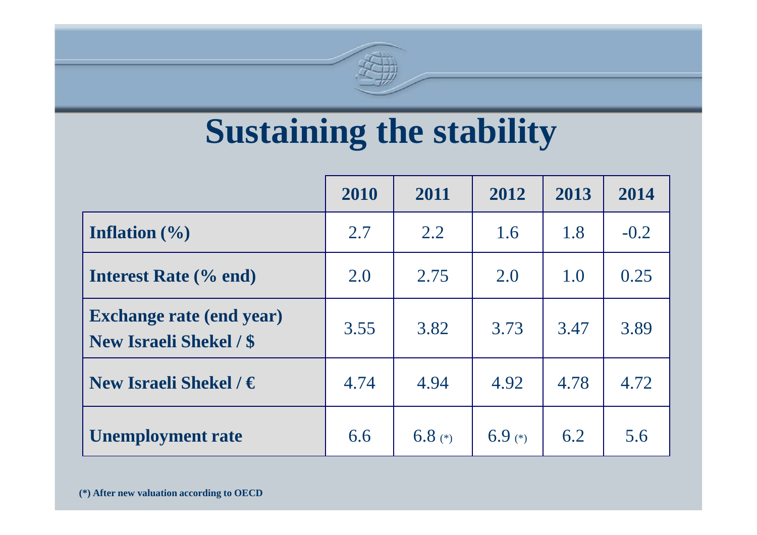# Sustaining the stability

| | 2010 | 2011 | 2012 | 2013 | 2014 |
|---|---|---|---|---|---|
| **Inflation (%)** | 2.7 | 2.2 | 1.6 | 1.8 | -0.2 |
| **Interest Rate (% end)** | 2.0 | 2.75 | 2.0 | 1.0 | 0.25 |
| **Exchange rate (end year) New Israeli Shekel / $** | 3.55 | 3.82 | 3.73 | 3.47 | 3.89 |
| **New Israeli Shekel / €** | 4.74 | 4.94 | 4.92 | 4.78 | 4.72 |
| **Unemployment rate** | 6.6 | 6.8 (*) | 6.9 (*) | 6.2 | 5.6 |

**(*) After new valuation according to OECD**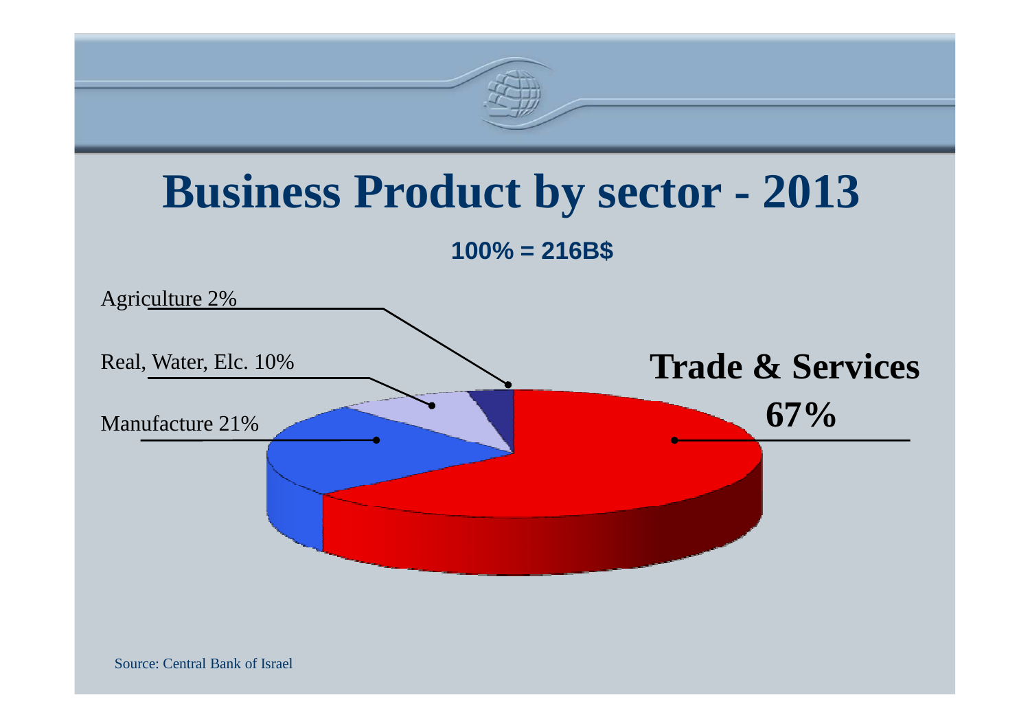# Business Product by sector - 2013

**100% = 216B$**

Agriculture 2%

Real, Water, Elc. 10%

Manufacture 21%

**Trade & Services 67%**

Source: Central Bank of Israel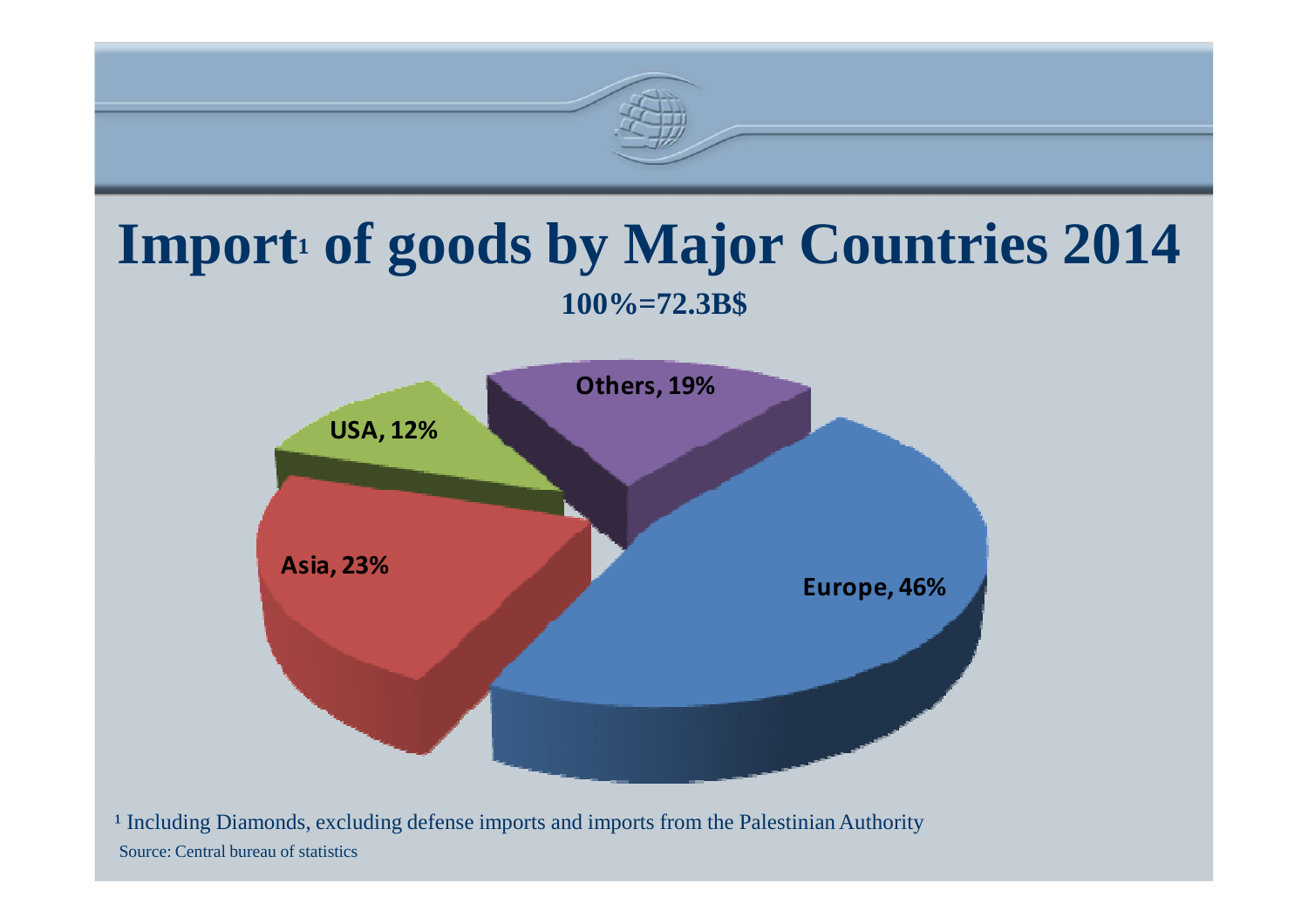# Import[1] of goods by Major Countries 2014

**100%=72.3B$**

Others, 19%

USA, 12%

Asia, 23%

Europe, 46%

[1] Including Diamonds, excluding defense imports and imports from the Palestinian Authority

Source: Central bureau of statistics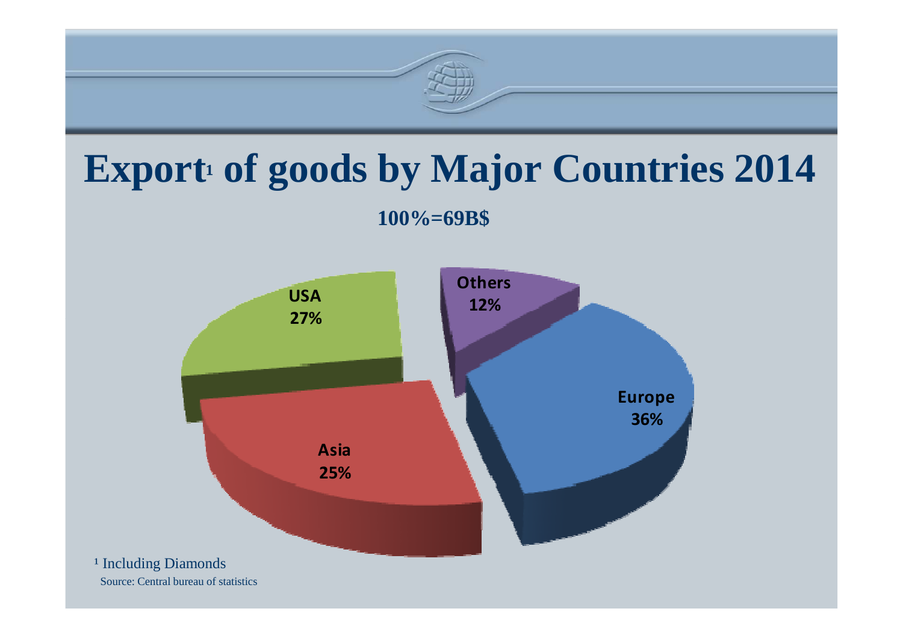# Export[1] of goods by Major Countries 2014

**100%=69B$**

USA 27%

Others 12%

Europe 36%

Asia 25%

[1] Including Diamonds

Source: Central bureau of statistics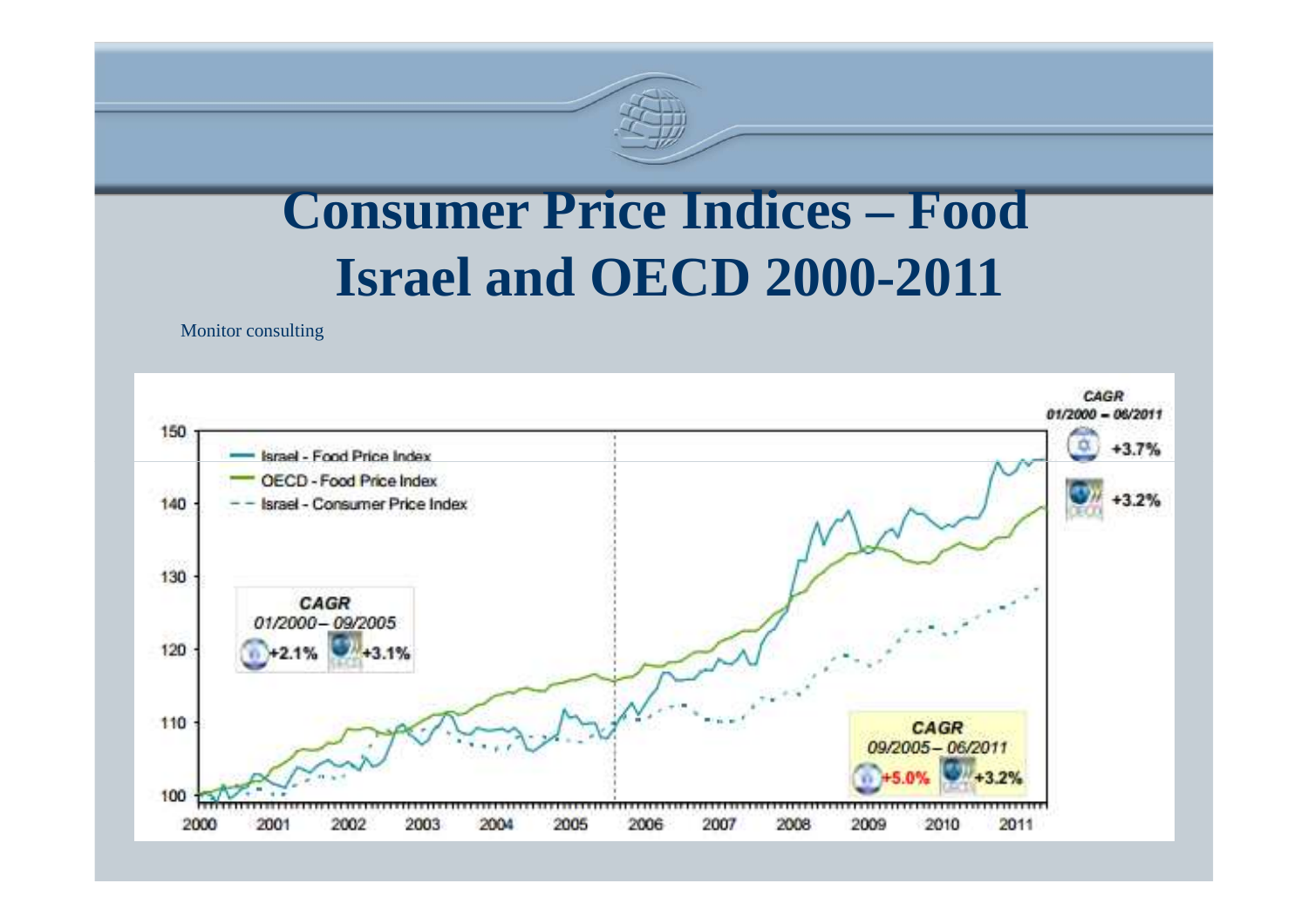# Consumer Price Indices – Food Israel and OECD 2000-2011

Monitor consulting

CAGR 01/2000 – 06/2011

- Israel: +3.7%
- OECD: +3.2%

Legend:
- Israel - Food Price Index
- OECD - Food Price Index
- Israel - Consumer Price Index

CAGR 01/2000 – 09/2005

- Israel: +2.1%
- OECD: +3.1%

CAGR 09/2005 – 06/2011

- Israel: +5.0%
- OECD: +3.2%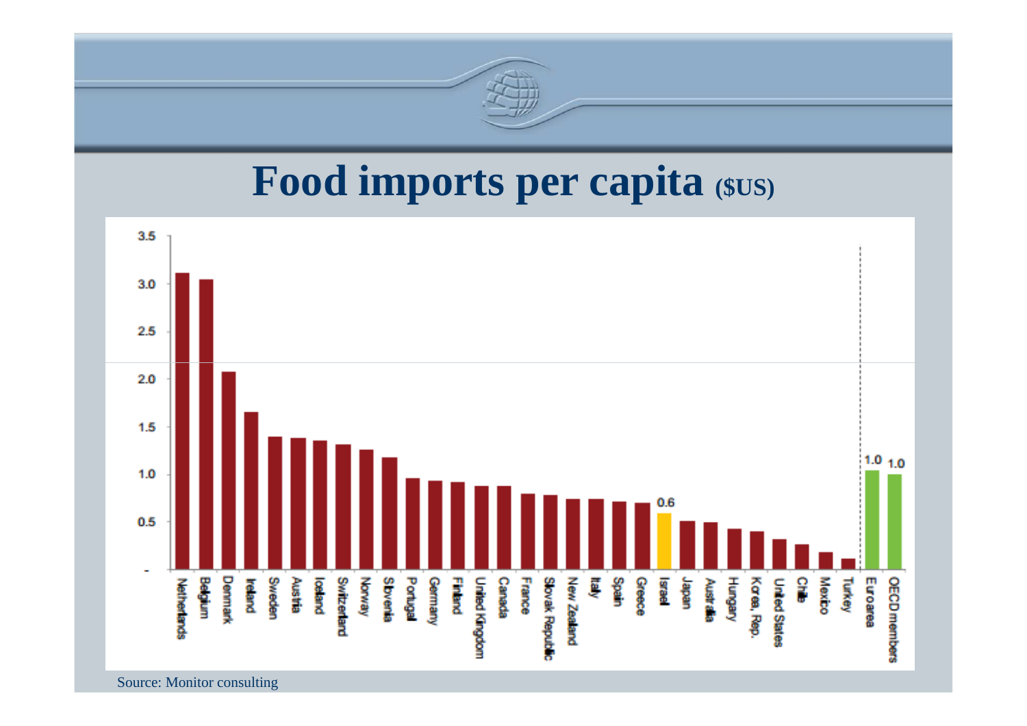# Food imports per capita ($US)

| Country | Food imports per capita ($US) |
|---|---|
| Netherlands | |
| Belgium | |
| Denmark | |
| Ireland | |
| Sweden | |
| Austria | |
| Iceland | |
| Switzerland | |
| Norway | |
| Slovenia | |
| Portugal | |
| Germany | |
| Finland | |
| United Kingdom | |
| Canada | |
| France | |
| Slovak Republic | |
| New Zealand | |
| Italy | |
| Spain | |
| Greece | |
| Israel | 0.6 |
| Japan | |
| Australia | |
| Hungary | |
| Korea, Rep. | |
| United States | |
| Chile | |
| Mexico | |
| Turkey | |
| Euro area | 1.0 |
| OECD members | 1.0 |

Source: Monitor consulting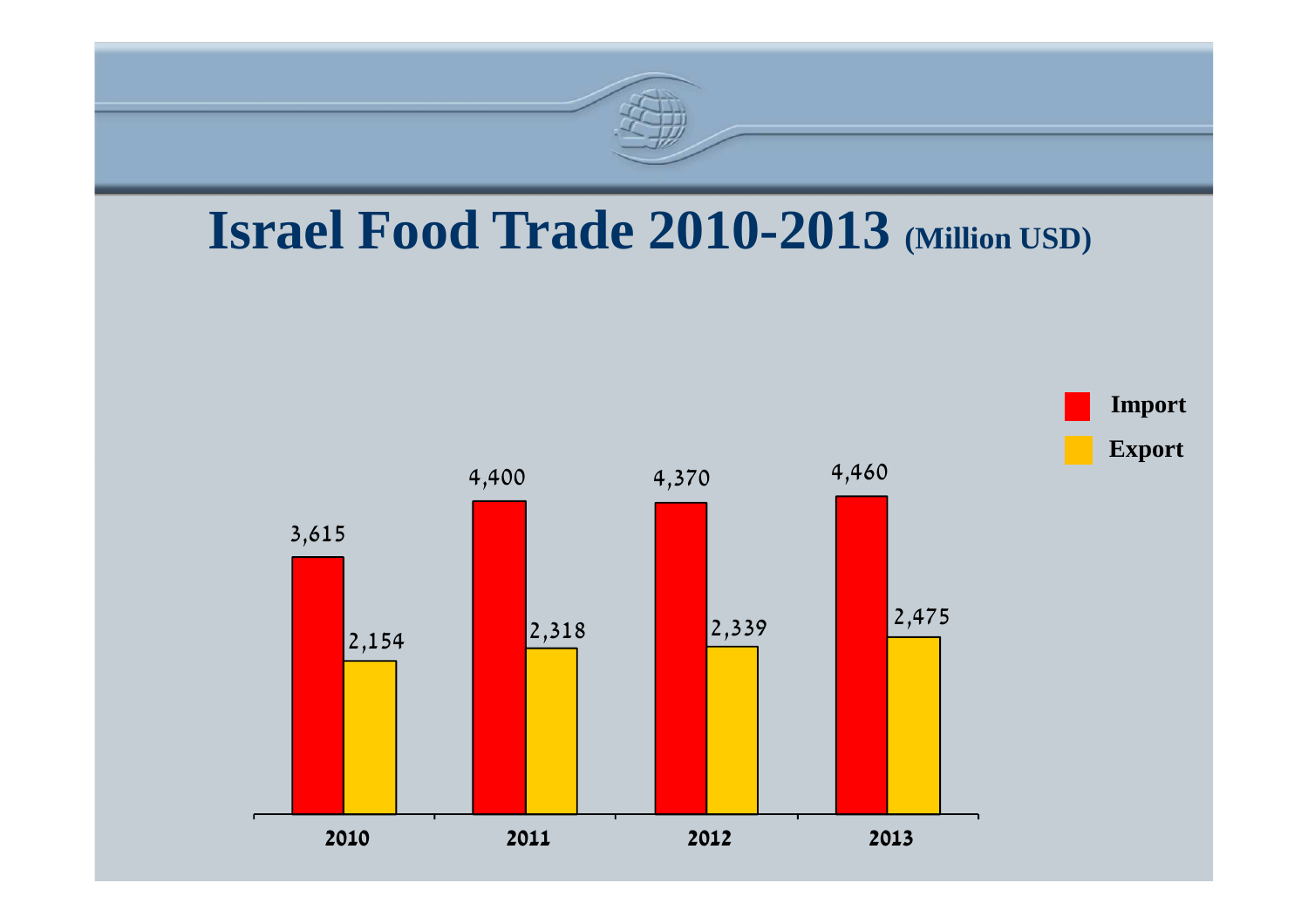# Israel Food Trade 2010-2013 (Million USD)

| Year | Import | Export |
|---|---|---|
| 2010 | 3,615 | 2,154 |
| 2011 | 4,400 | 2,318 |
| 2012 | 4,370 | 2,339 |
| 2013 | 4,460 | 2,475 |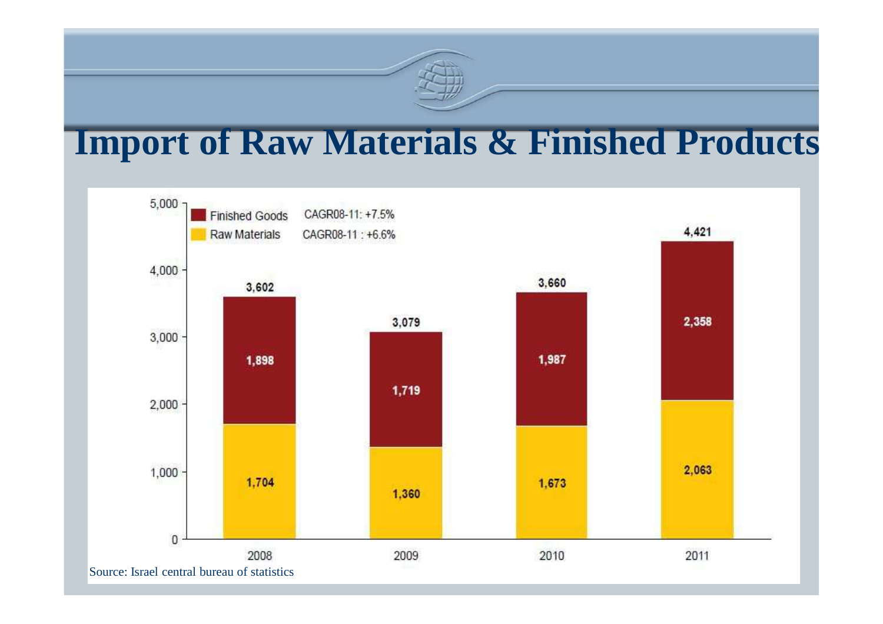# Import of Raw Materials & Finished Products

| | 2008 | 2009 | 2010 | 2011 |
|---|---|---|---|---|
| Finished Goods (CAGR08-11: +7.5%) | 1,898 | 1,719 | 1,987 | 2,358 |
| Raw Materials (CAGR08-11 : +6.6%) | 1,704 | 1,360 | 1,673 | 2,063 |
| Total | 3,602 | 3,079 | 3,660 | 4,421 |

Source: Israel central bureau of statistics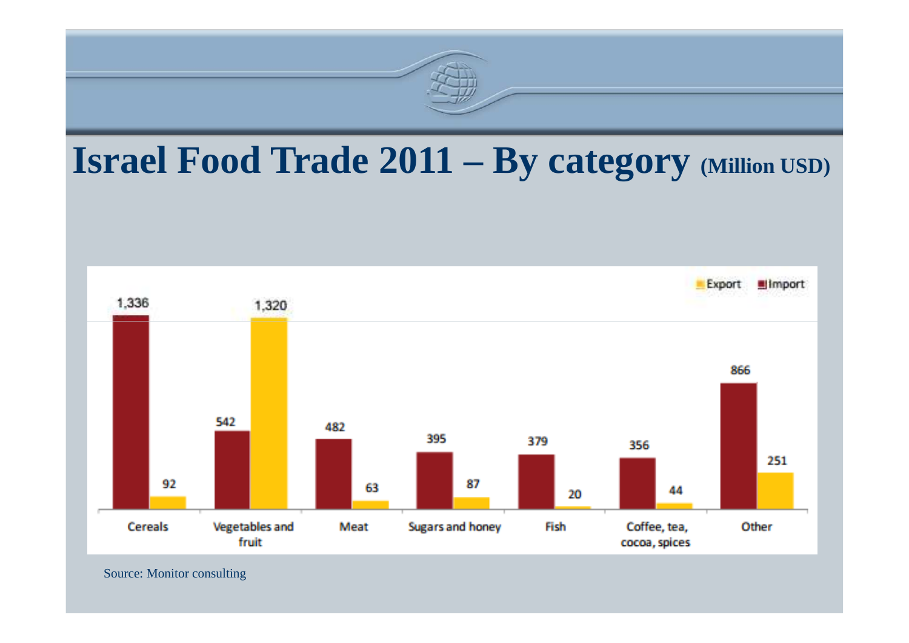# Israel Food Trade 2011 – By category (Million USD)

| Category | Import | Export |
|---|---|---|
| Cereals | 1,336 | 92 |
| Vegetables and fruit | 542 | 1,320 |
| Meat | 482 | 63 |
| Sugars and honey | 395 | 87 |
| Fish | 379 | 20 |
| Coffee, tea, cocoa, spices | 356 | 44 |
| Other | 866 | 251 |

Source: Monitor consulting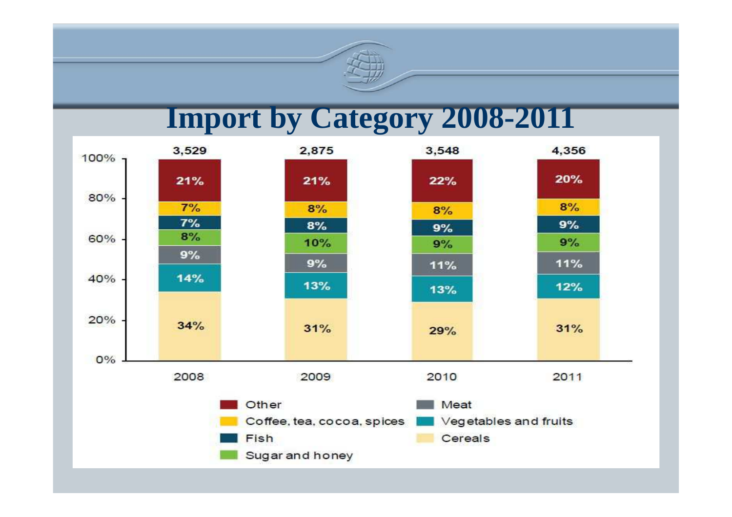# Import by Category 2008-2011

| Category | 2008 | 2009 | 2010 | 2011 |
|---|---|---|---|---|
| Total | 3,529 | 2,875 | 3,548 | 4,356 |
| Other | 21% | 21% | 22% | 20% |
| Coffee, tea, cocoa, spices | 7% | 8% | 8% | 8% |
| Fish | 7% | 8% | 9% | 9% |
| Sugar and honey | 8% | 10% | 9% | 9% |
| Meat | 9% | 9% | 11% | 11% |
| Vegetables and fruits | 14% | 13% | 13% | 12% |
| Cereals | 34% | 31% | 29% | 31% |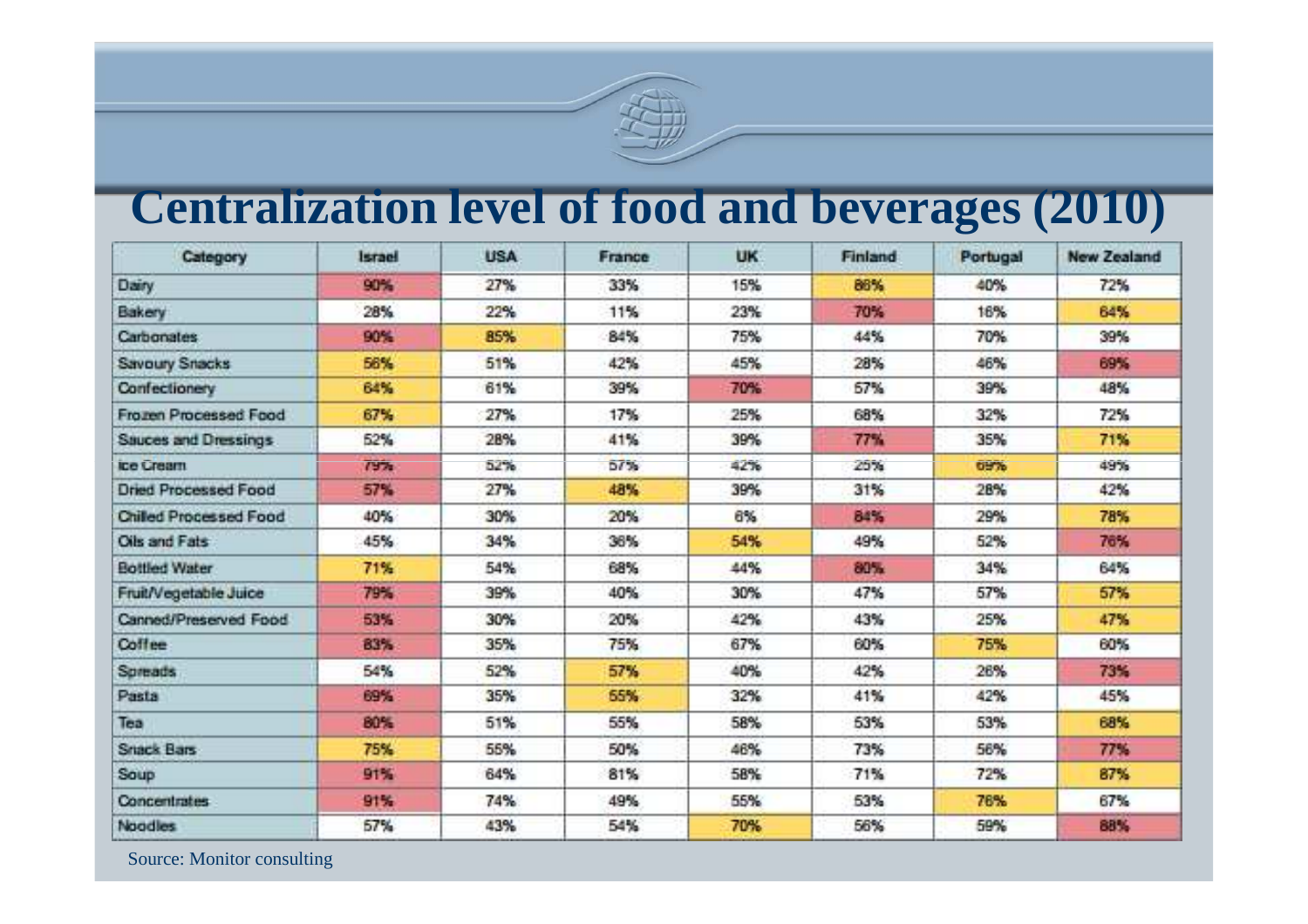# Centralization level of food and beverages (2010)

| Category | Israel | USA | France | UK | Finland | Portugal | New Zealand |
|---|---|---|---|---|---|---|---|
| Dairy | 90% | 27% | 33% | 15% | 86% | 40% | 72% |
| Bakery | 28% | 22% | 11% | 23% | 70% | 16% | 64% |
| Carbonates | 90% | 85% | 84% | 75% | 44% | 70% | 39% |
| Savoury Snacks | 56% | 51% | 42% | 45% | 28% | 46% | 69% |
| Confectionery | 64% | 61% | 39% | 70% | 57% | 39% | 48% |
| Frozen Processed Food | 67% | 27% | 17% | 25% | 68% | 32% | 72% |
| Sauces and Dressings | 52% | 28% | 41% | 39% | 77% | 35% | 71% |
| Ice Cream | 79% | 52% | 57% | 42% | 25% | 69% | 49% |
| Dried Processed Food | 57% | 27% | 48% | 39% | 31% | 28% | 42% |
| Chilled Processed Food | 40% | 30% | 20% | 6% | 84% | 29% | 78% |
| Oils and Fats | 45% | 34% | 36% | 54% | 49% | 52% | 76% |
| Bottled Water | 71% | 54% | 68% | 44% | 80% | 34% | 64% |
| Fruit/Vegetable Juice | 79% | 39% | 40% | 30% | 47% | 57% | 57% |
| Canned/Preserved Food | 53% | 30% | 20% | 42% | 43% | 25% | 47% |
| Coffee | 83% | 35% | 75% | 67% | 60% | 75% | 60% |
| Spreads | 54% | 52% | 57% | 40% | 42% | 26% | 73% |
| Pasta | 69% | 35% | 55% | 32% | 41% | 42% | 45% |
| Tea | 80% | 51% | 55% | 58% | 53% | 53% | 68% |
| Snack Bars | 75% | 55% | 50% | 46% | 73% | 56% | 77% |
| Soup | 91% | 64% | 81% | 58% | 71% | 72% | 87% |
| Concentrates | 91% | 74% | 49% | 55% | 53% | 76% | 67% |
| Noodles | 57% | 43% | 54% | 70% | 56% | 59% | 88% |

Source: Monitor consulting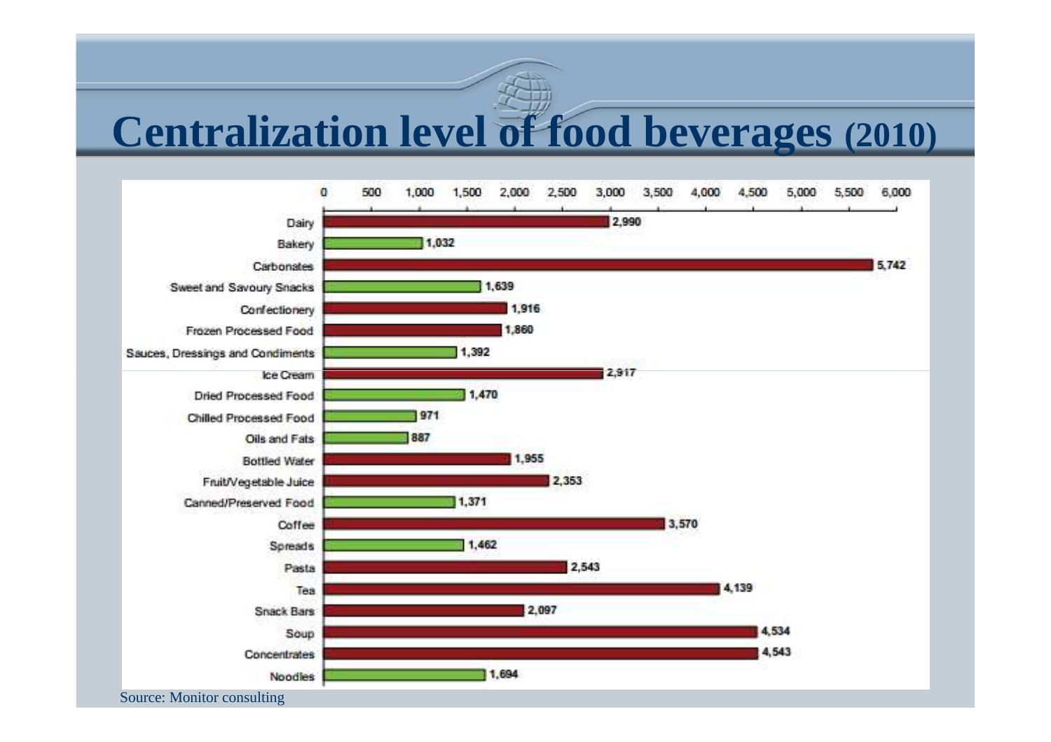# Centralization level of food beverages (2010)

| Category | Value |
|---|---|
| Dairy | 2,990 |
| Bakery | 1,032 |
| Carbonates | 5,742 |
| Sweet and Savoury Snacks | 1,639 |
| Confectionery | 1,916 |
| Frozen Processed Food | 1,860 |
| Sauces, Dressings and Condiments | 1,392 |
| Ice Cream | 2,917 |
| Dried Processed Food | 1,470 |
| Chilled Processed Food | 971 |
| Oils and Fats | 887 |
| Bottled Water | 1,955 |
| Fruit/Vegetable Juice | 2,353 |
| Canned/Preserved Food | 1,371 |
| Coffee | 3,570 |
| Spreads | 1,462 |
| Pasta | 2,543 |
| Tea | 4,139 |
| Snack Bars | 2,097 |
| Soup | 4,534 |
| Concentrates | 4,543 |
| Noodles | 1,694 |

Source: Monitor consulting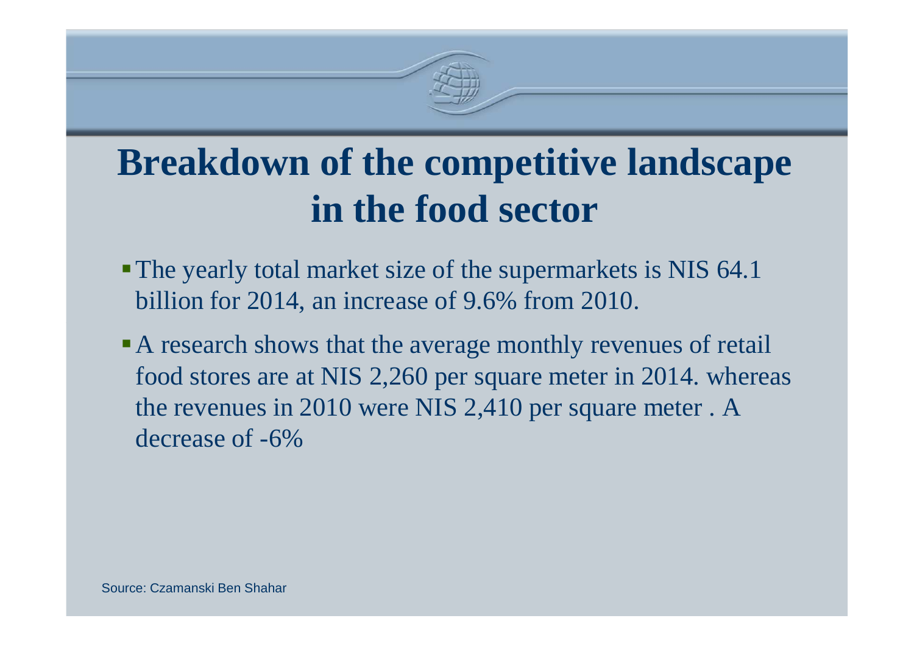# Breakdown of the competitive landscape in the food sector

- The yearly total market size of the supermarkets is NIS 64.1 billion for 2014, an increase of 9.6% from 2010.
- A research shows that the average monthly revenues of retail food stores are at NIS 2,260 per square meter in 2014. whereas the revenues in 2010 were NIS 2,410 per square meter . A decrease of -6%

Source: Czamanski Ben Shahar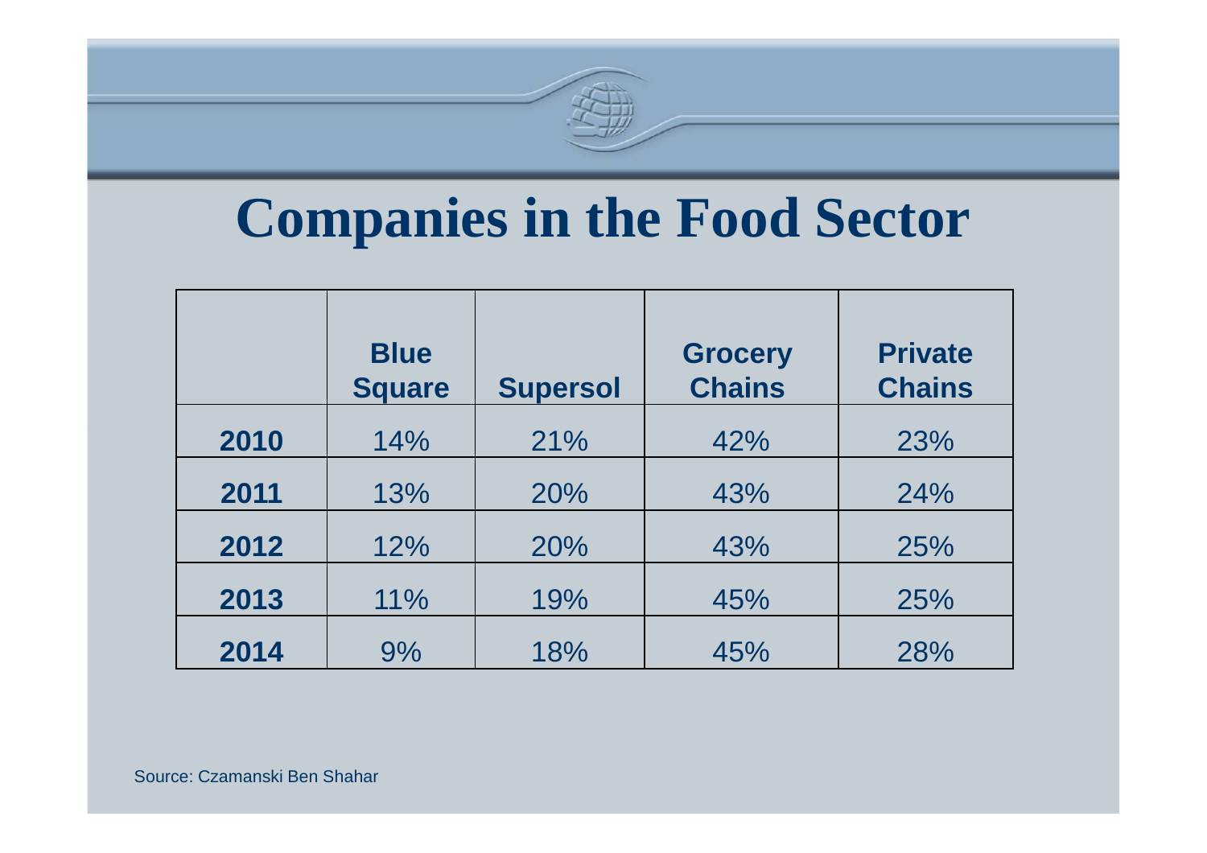# Companies in the Food Sector

| | Blue Square | Supersol | Grocery Chains | Private Chains |
|---|---|---|---|---|
| 2010 | 14% | 21% | 42% | 23% |
| 2011 | 13% | 20% | 43% | 24% |
| 2012 | 12% | 20% | 43% | 25% |
| 2013 | 11% | 19% | 45% | 25% |
| 2014 | 9% | 18% | 45% | 28% |

Source: Czamanski Ben Shahar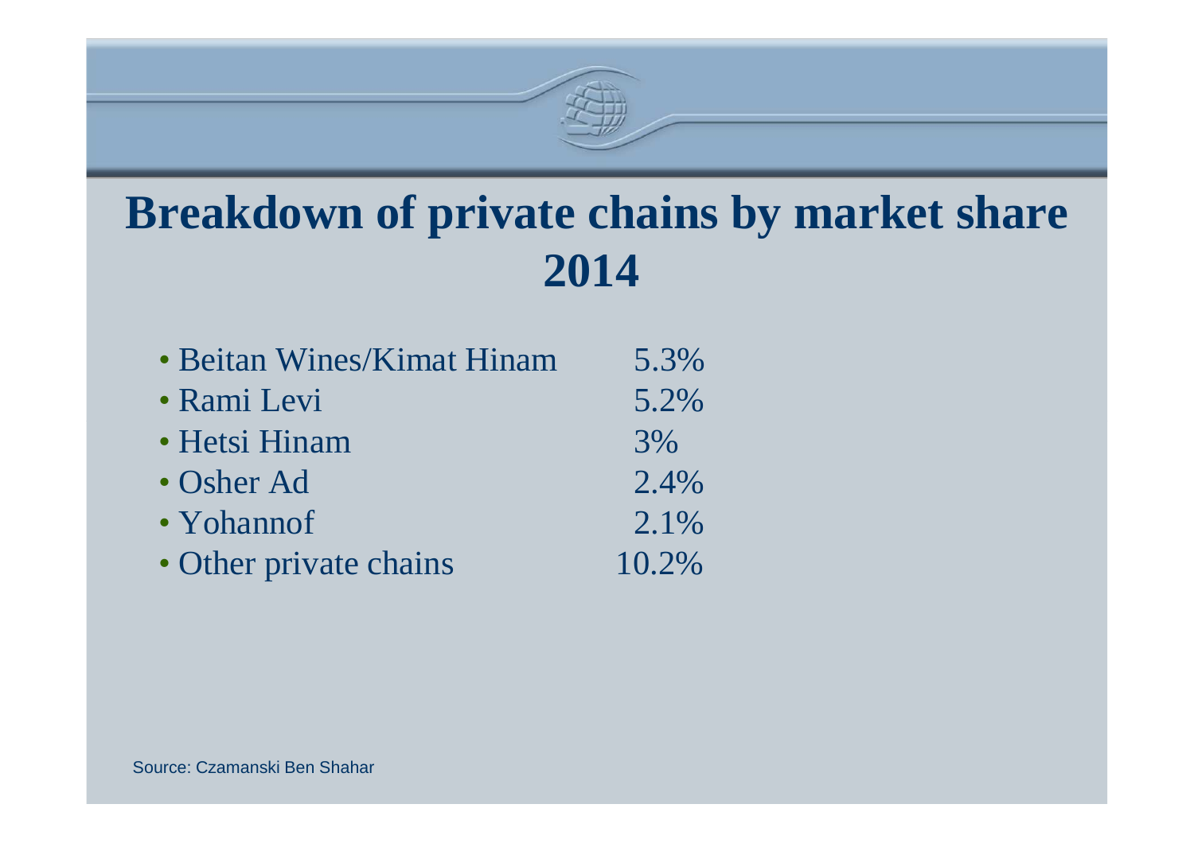# Breakdown of private chains by market share 2014

- Beitan Wines/Kimat Hinam 5.3%
- Rami Levi 5.2%
- Hetsi Hinam 3%
- Osher Ad 2.4%
- Yohannof 2.1%
- Other private chains 10.2%

Source: Czamanski Ben Shahar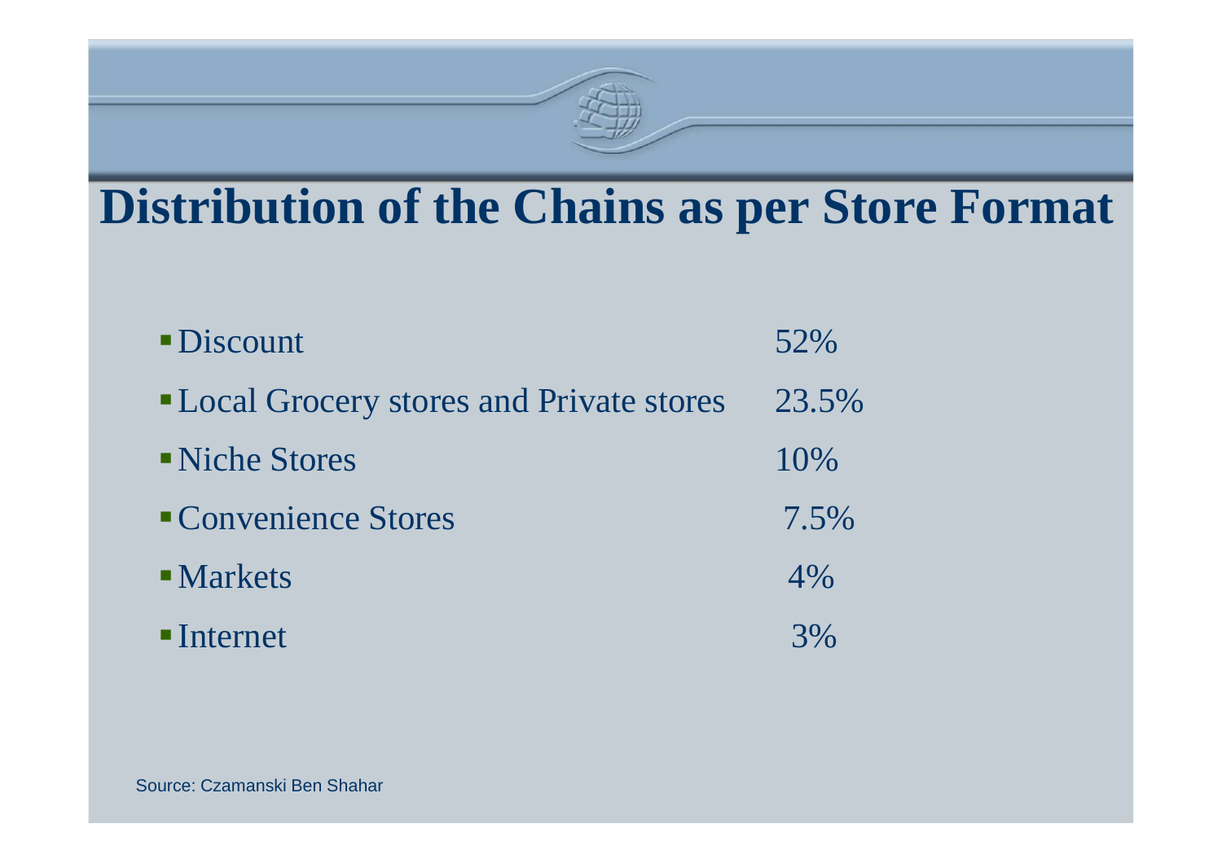# Distribution of the Chains as per Store Format

| | |
|---|---|
| Discount | 52% |
| Local Grocery stores and Private stores | 23.5% |
| Niche Stores | 10% |
| Convenience Stores | 7.5% |
| Markets | 4% |
| Internet | 3% |

Source: Czamanski Ben Shahar